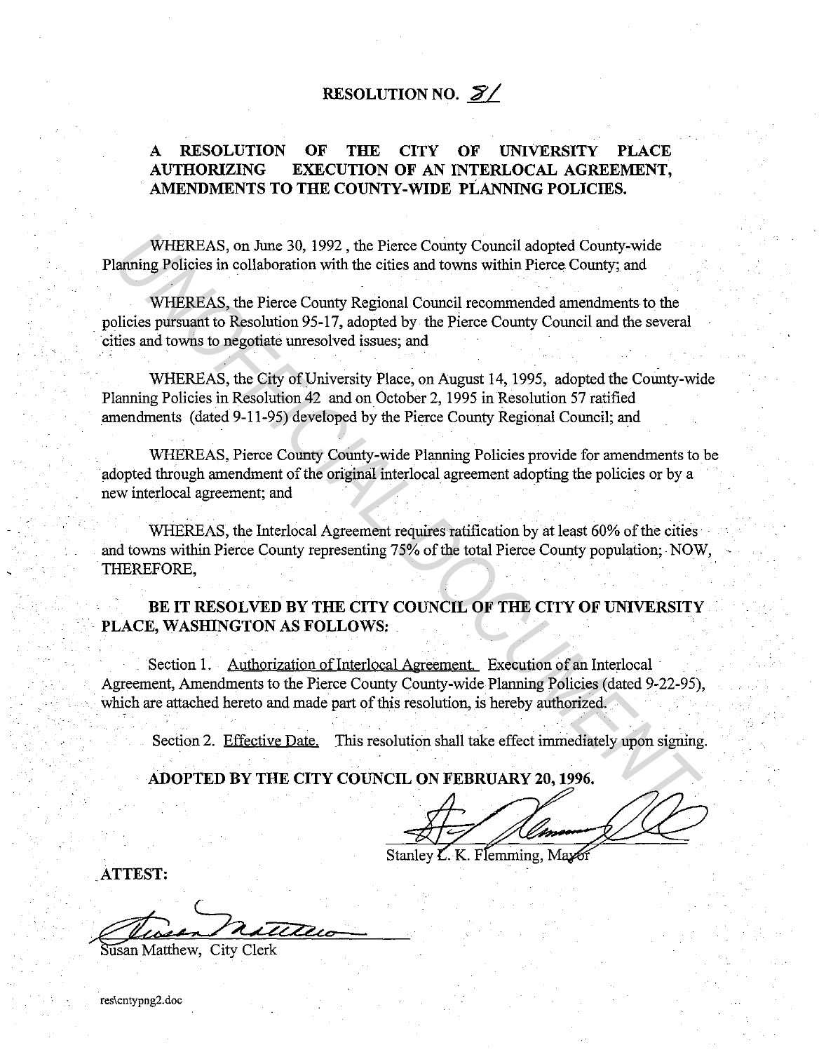# RESOLUTION NO. 81

## A RESOLUTION OF THE CITY OF UNIVERSITY PLACE AUTHORIZING EXECUTION OF AN INTERLOCAL AGREEMENT, AMENDMENTS TO THE COUNTY-WIDE PLANNING POLICIES.

WHEREAS, on June 30, 1992, the Pierce County Council adopted County-wide Planning Policies in collaboration with the cities and towns within Pierce County; and

WHEREAS, the Pierce County Regional Council recommended amendments to the policies pursuant to Resolution 95-17, adopted by the Pierce County Council and the several cities and towns to negotiate unresolved issues; and

WHEREAS, the City of University Place, on August 14, 1995, adopted the County-wide Planning Policies in Resolution 42 and on October 2, 1995 in Resolution 57 ratified amendments (dated 9-11-95) developed by the Pierce County Regional Council; and

WHEREAS, Pierce County County-wide Planning Policies provide for amendments to be adopted through amendment of the original interlocal agreement adopting the policies or by a new interlocal agreement; and

WHEREAS, the Interlocal Agreement requires ratification by at least 60% of the cities and towns within Pierce County representing 75% of the total Pierce County population; NOW, THEREFORE,

**BE IT RESOLVED BY THE CITY COUNCIL OF THE CITY OF UNIVERSITY PLACE, WASHINGTON AS FOLLOWS:**

Section 1. Authorization of Interlocal Agreement. Execution of an Interlocal Agreement, Amendments to the Pierce County County-wide Planning Policies (dated 9-22-95), which are attached hereto and made part of this resolution, is hereby authorized.

Section 2. Effective Date. This resolution shall take effect immediately upon signing.

**ADOPTED BY THE CITY COUNCIL ON FEBRUARY 20, 1996.**

Stanley L. K. Flemming, Mayor

**ATTEST:**

Susan Matthew, City Clerk

res\cntypng2.doc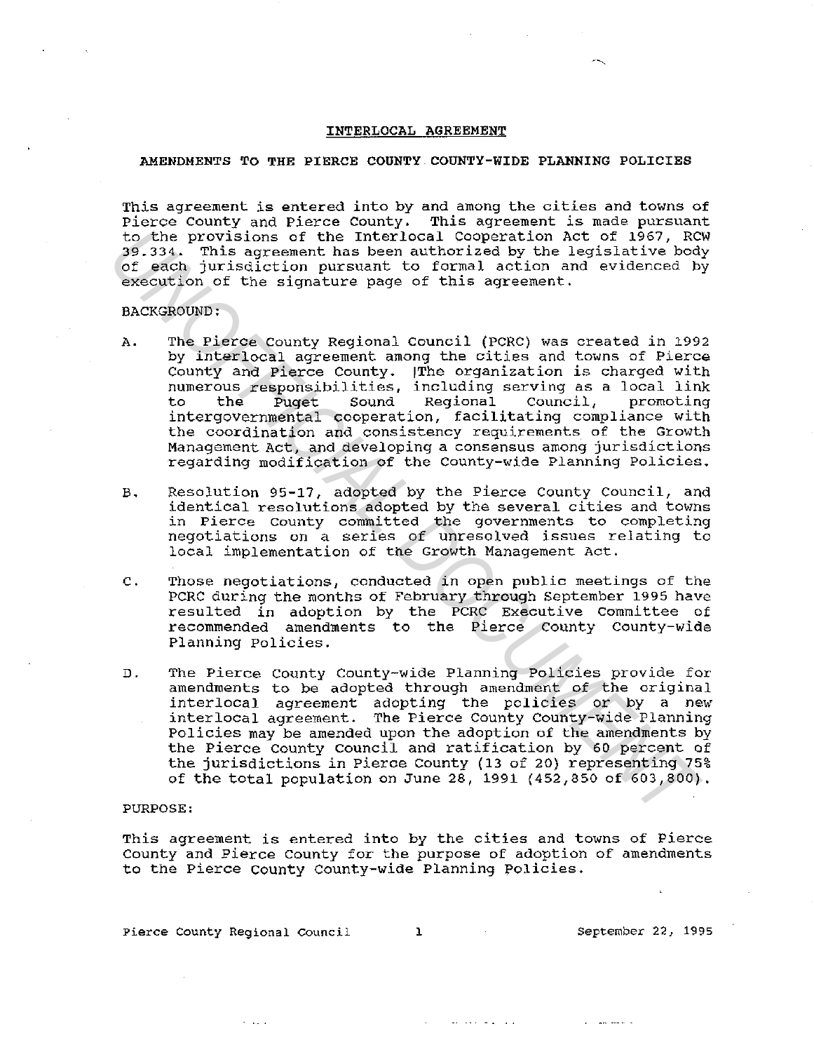## INTERLOCAL AGREEMENT

## AMENDMENTS TO THE PIERCE COUNTY COUNTY-WIDE PLANNING POLICIES

This agreement is entered into by and among the cities and towns of Pierce County and Pierce County. This agreement is made pursuant to the provisions of the Interlocal Cooperation Act of 1967, RCW 39.334. This agreement has been authorized by the legislative body of each jurisdiction pursuant to formal action and evidenced by execution of the signature page of this agreement.

BACKGROUND:

A. The Pierce County Regional Council (PCRC) was created in 1992 by interlocal agreement among the cities and towns of Pierce County and Pierce County. The organization is charged with numerous responsibilities, including serving as a local link to the Puget Sound Regional Council, promoting intergovernmental cooperation, facilitating compliance with the coordination and consistency requirements of the Growth Management Act, and developing a consensus among jurisdictions regarding modification of the County-wide Planning Policies.

B. Resolution 95-17, adopted by the Pierce County Council, and identical resolutions adopted by the several cities and towns in Pierce County committed the governments to completing negotiations on a series of unresolved issues relating to local implementation of the Growth Management Act.

C. Those negotiations, conducted in open public meetings of the PCRC during the months of February through September 1995 have resulted in adoption by the PCRC Executive Committee of recommended amendments to the Pierce County County-wide Planning Policies.

D. The Pierce County County-wide Planning Policies provide for amendments to be adopted through amendment of the original interlocal agreement adopting the policies or by a new interlocal agreement. The Pierce County County-wide Planning Policies may be amended upon the adoption of the amendments by the Pierce County Council and ratification by 60 percent of the jurisdictions in Pierce County (13 of 20) representing 75% of the total population on June 28, 1991 (452,850 of 603,800).

PURPOSE:

This agreement is entered into by the cities and towns of Pierce County and Pierce County for the purpose of adoption of amendments to the Pierce County County-wide Planning Policies.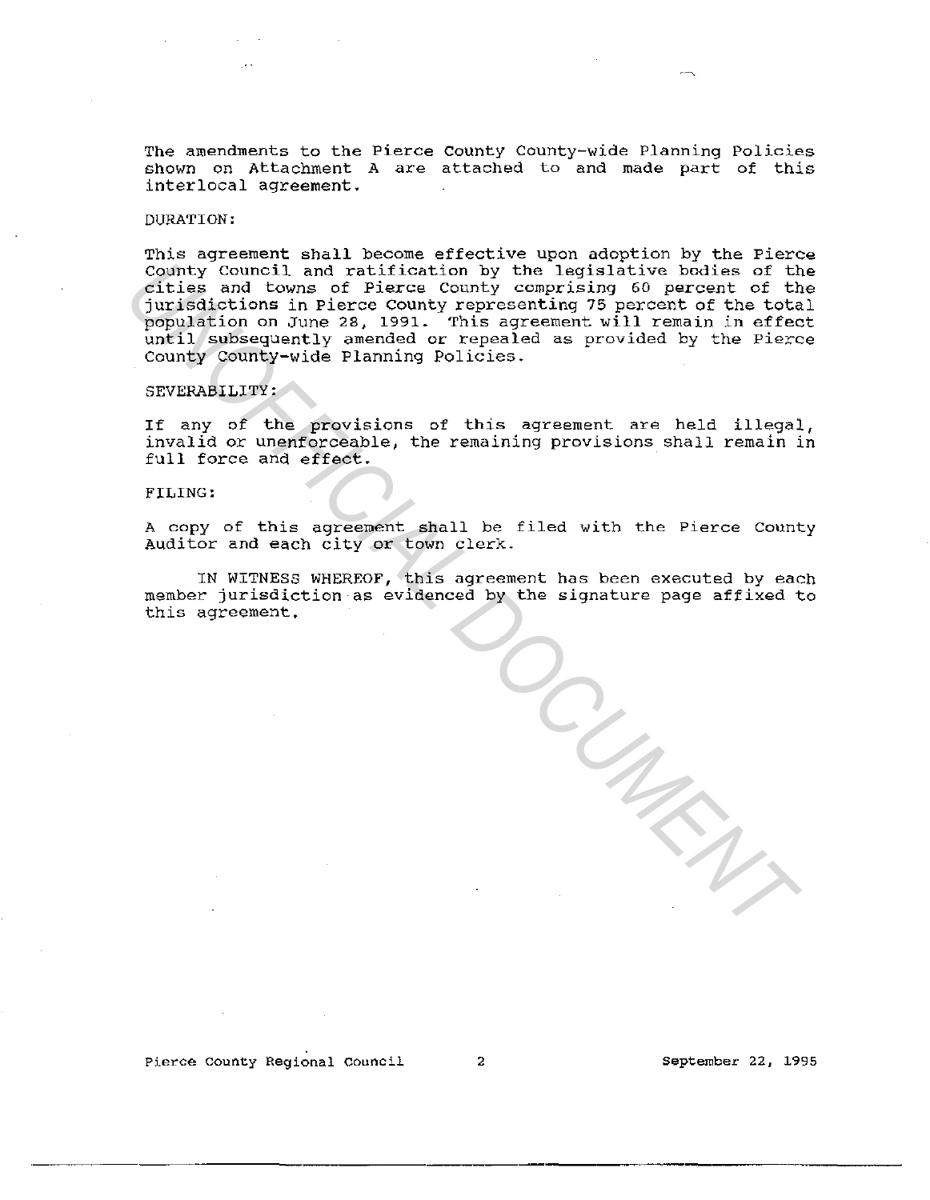The amendments to the Pierce County County-wide Planning Policies shown on Attachment A are attached to and made part of this interlocal agreement.

DURATION:

This agreement shall become effective upon adoption by the Pierce County Council and ratification by the legislative bodies of the cities and towns of Pierce County comprising 60 percent of the jurisdictions in Pierce County representing 75 percent of the total population on June 28, 1991. This agreement will remain in effect until subsequently amended or repealed as provided by the Pierce County County-wide Planning Policies.

SEVERABILITY:

If any of the provisions of this agreement are held illegal, invalid or unenforceable, the remaining provisions shall remain in full force and effect.

FILING:

A copy of this agreement shall be filed with the Pierce County Auditor and each city or town clerk.

IN WITNESS WHEREOF, this agreement has been executed by each member jurisdiction as evidenced by the signature page affixed to this agreement.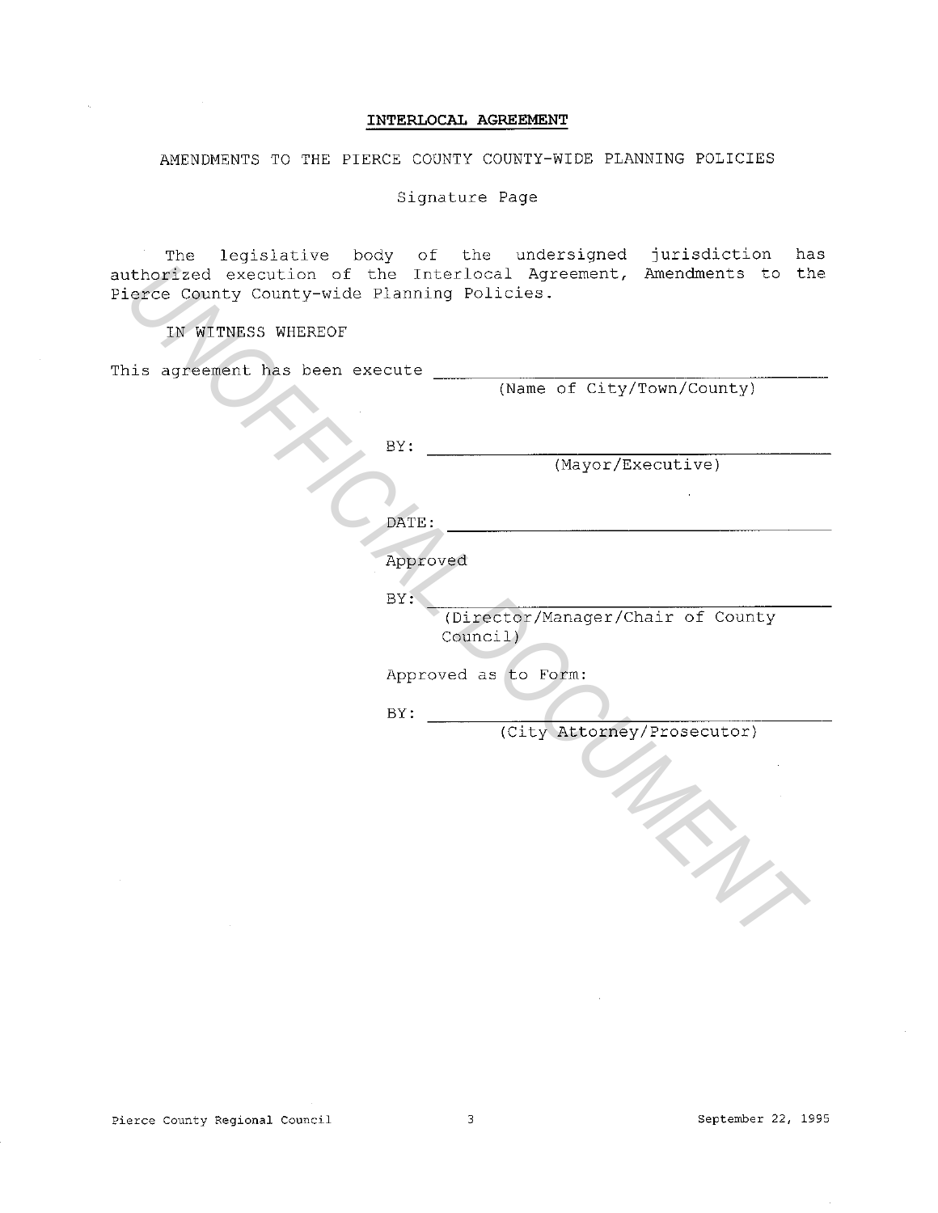**INTERLOCAL AGREEMENT**

AMENDMENTS TO THE PIERCE COUNTY COUNTY-WIDE PLANNING POLICIES

Signature Page

The legislative body of the undersigned jurisdiction has authorized execution of the Interlocal Agreement, Amendments to the Pierce County County-wide Planning Policies.

IN WITNESS WHEREOF

This agreement has been execute ______________________________
(Name of City/Town/County)

BY: ______________________________
(Mayor/Executive)

DATE: ______________________________

Approved

BY: ______________________________
(Director/Manager/Chair of County Council)

Approved as to Form:

BY: ______________________________
(City Attorney/Prosecutor)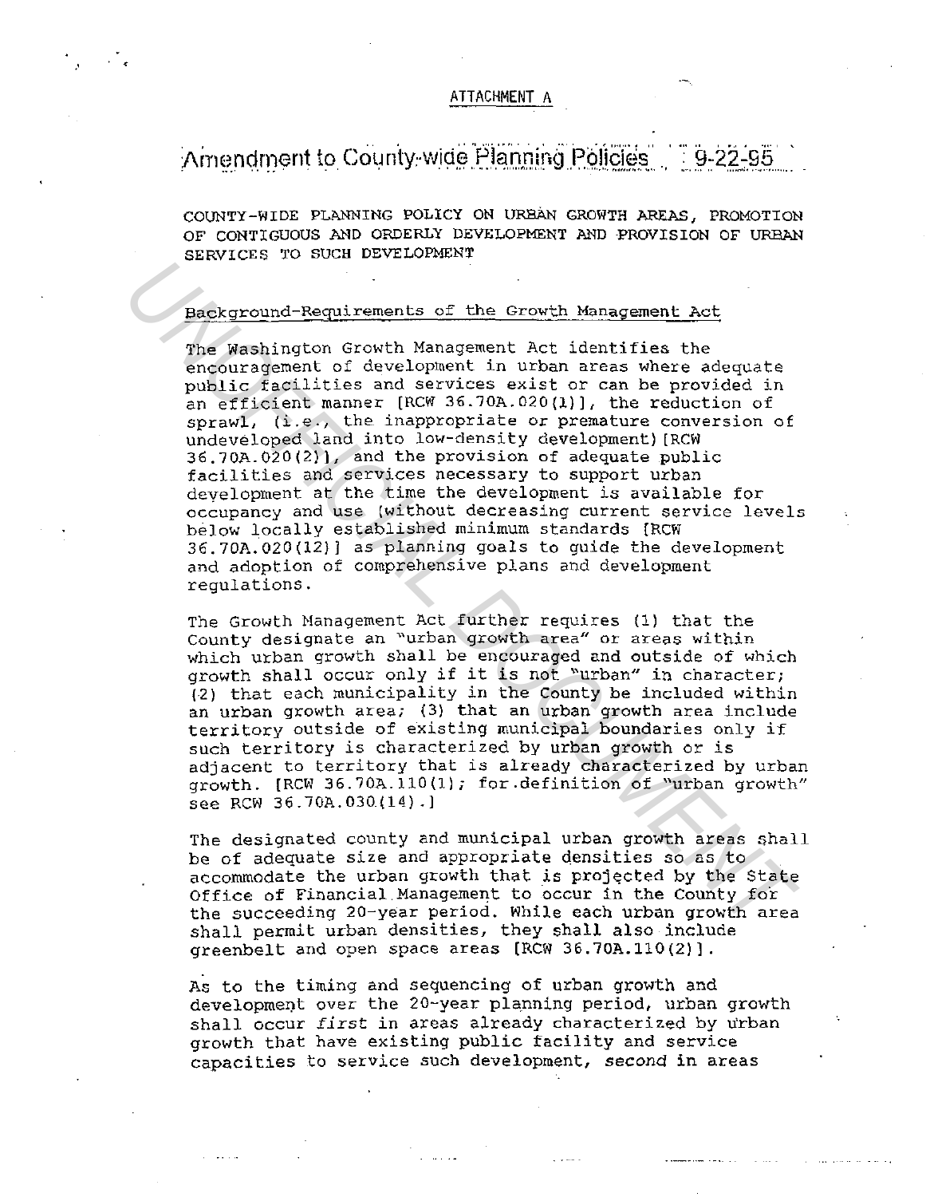ATTACHMENT A

# Amendment to County-wide Planning Policies 9-22-95

COUNTY-WIDE PLANNING POLICY ON URBAN GROWTH AREAS, PROMOTION OF CONTIGUOUS AND ORDERLY DEVELOPMENT AND PROVISION OF URBAN SERVICES TO SUCH DEVELOPMENT

## Background-Requirements of the Growth Management Act

The Washington Growth Management Act identifies the encouragement of development in urban areas where adequate public facilities and services exist or can be provided in an efficient manner [RCW 36.70A.020(1)], the reduction of sprawl, (i.e., the inappropriate or premature conversion of undeveloped land into low-density development) [RCW 36.70A.020(2)], and the provision of adequate public facilities and services necessary to support urban development at the time the development is available for occupancy and use (without decreasing current service levels below locally established minimum standards [RCW 36.70A.020(12)] as planning goals to guide the development and adoption of comprehensive plans and development regulations.

The Growth Management Act further requires (1) that the County designate an "urban growth area" or areas within which urban growth shall be encouraged and outside of which growth shall occur only if it is not "urban" in character; (2) that each municipality in the County be included within an urban growth area; (3) that an urban growth area include territory outside of existing municipal boundaries only if such territory is characterized by urban growth or is adjacent to territory that is already characterized by urban growth. [RCW 36.70A.110(1); for definition of "urban growth" see RCW 36.70A.030(14).]

The designated county and municipal urban growth areas shall be of adequate size and appropriate densities so as to accommodate the urban growth that is projected by the State Office of Financial Management to occur in the County for the succeeding 20-year period. While each urban growth area shall permit urban densities, they shall also include greenbelt and open space areas [RCW 36.70A.110(2)].

As to the timing and sequencing of urban growth and development over the 20-year planning period, urban growth shall occur *first* in areas already characterized by urban growth that have existing public facility and service capacities to service such development, *second* in areas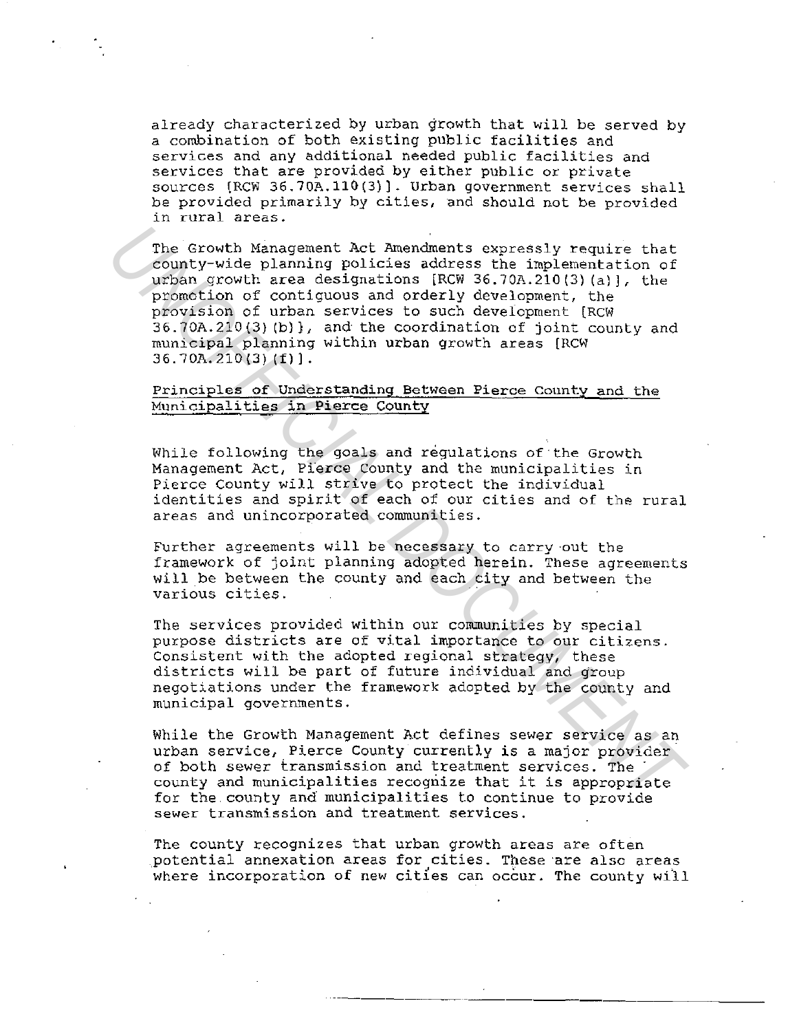already characterized by urban growth that will be served by a combination of both existing public facilities and services and any additional needed public facilities and services that are provided by either public or private sources [RCW 36.70A.110(3)]. Urban government services shall be provided primarily by cities, and should not be provided in rural areas.

The Growth Management Act Amendments expressly require that county-wide planning policies address the implementation of urban growth area designations [RCW 36.70A.210(3)(a)], the promotion of contiguous and orderly development, the provision of urban services to such development [RCW 36.70A.210(3)(b)], and the coordination of joint county and municipal planning within urban growth areas [RCW 36.70A.210(3)(f)].

<u>Principles of Understanding Between Pierce County and the Municipalities in Pierce County</u>

While following the goals and regulations of the Growth Management Act, Pierce County and the municipalities in Pierce County will strive to protect the individual identities and spirit of each of our cities and of the rural areas and unincorporated communities.

Further agreements will be necessary to carry out the framework of joint planning adopted herein. These agreements will be between the county and each city and between the various cities.

The services provided within our communities by special purpose districts are of vital importance to our citizens. Consistent with the adopted regional strategy, these districts will be part of future individual and group negotiations under the framework adopted by the county and municipal governments.

While the Growth Management Act defines sewer service as an urban service, Pierce County currently is a major provider of both sewer transmission and treatment services. The county and municipalities recognize that it is appropriate for the county and municipalities to continue to provide sewer transmission and treatment services.

The county recognizes that urban growth areas are often potential annexation areas for cities. These are also areas where incorporation of new cities can occur. The county will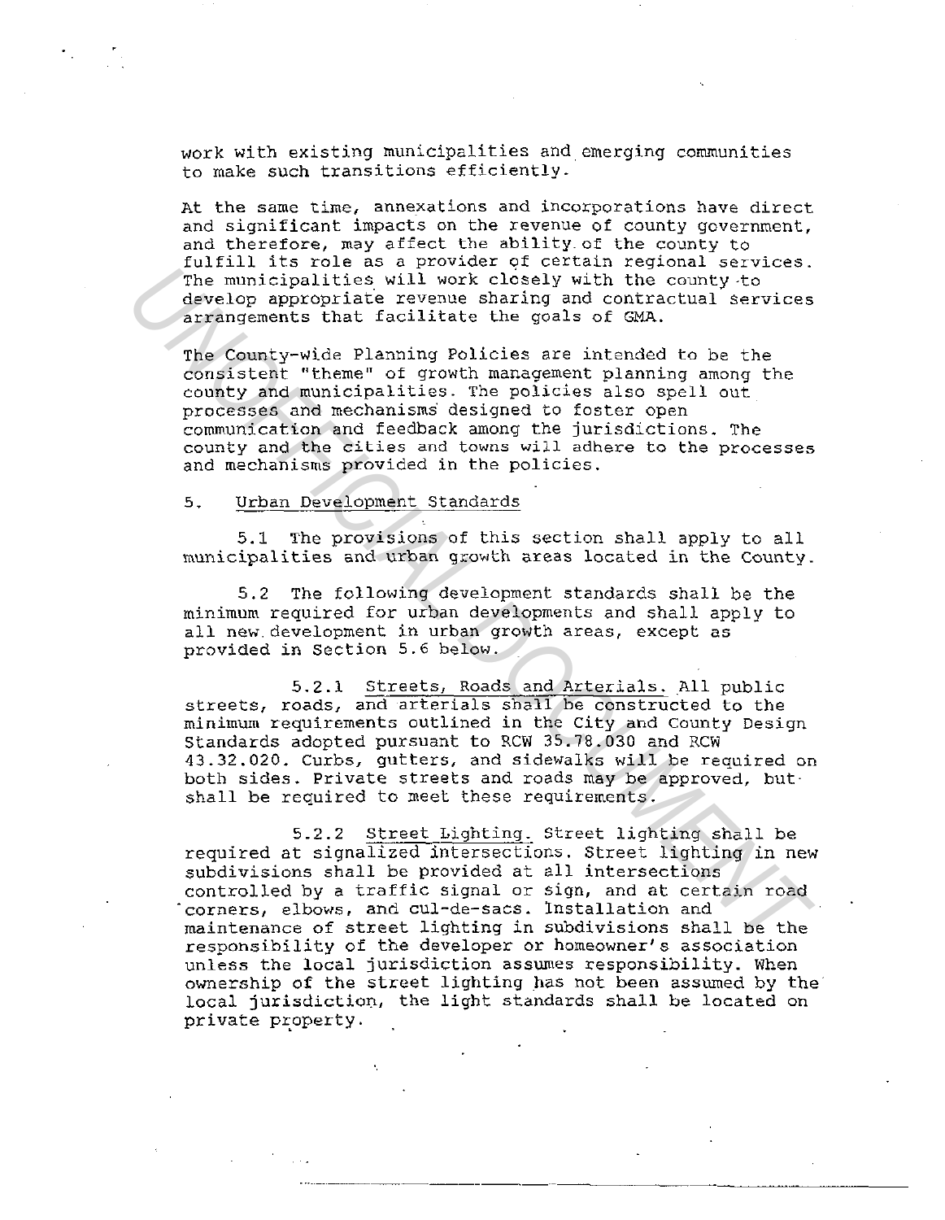work with existing municipalities and emerging communities to make such transitions efficiently.

At the same time, annexations and incorporations have direct and significant impacts on the revenue of county government, and therefore, may affect the ability of the county to fulfill its role as a provider of certain regional services. The municipalities will work closely with the county to develop appropriate revenue sharing and contractual services arrangements that facilitate the goals of GMA.

The County-wide Planning Policies are intended to be the consistent "theme" of growth management planning among the county and municipalities. The policies also spell out processes and mechanisms designed to foster open communication and feedback among the jurisdictions. The county and the cities and towns will adhere to the processes and mechanisms provided in the policies.

5. <u>Urban Development Standards</u>

5.1 The provisions of this section shall apply to all municipalities and urban growth areas located in the County.

5.2 The following development standards shall be the minimum required for urban developments and shall apply to all new development in urban growth areas, except as provided in Section 5.6 below.

5.2.1 <u>Streets, Roads and Arterials.</u> All public streets, roads, and arterials shall be constructed to the minimum requirements outlined in the City and County Design Standards adopted pursuant to RCW 35.78.030 and RCW 43.32.020. Curbs, gutters, and sidewalks will be required on both sides. Private streets and roads may be approved, but shall be required to meet these requirements.

5.2.2 <u>Street Lighting.</u> Street lighting shall be required at signalized intersections. Street lighting in new subdivisions shall be provided at all intersections controlled by a traffic signal or sign, and at certain road corners, elbows, and cul-de-sacs. Installation and maintenance of street lighting in subdivisions shall be the responsibility of the developer or homeowner's association unless the local jurisdiction assumes responsibility. When ownership of the street lighting has not been assumed by the local jurisdiction, the light standards shall be located on private property.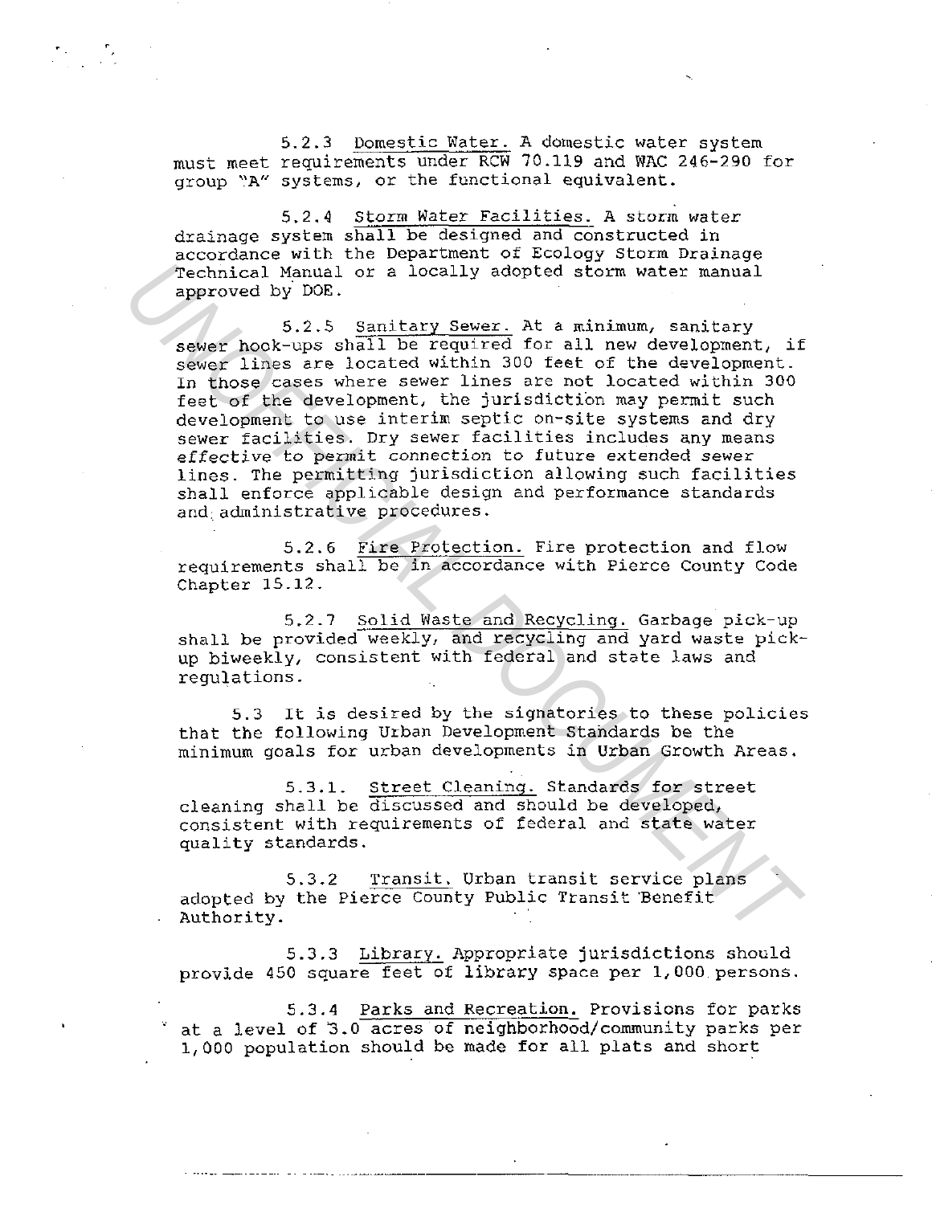5.2.3 Domestic Water. A domestic water system must meet requirements under RCW 70.119 and WAC 246-290 for group "A" systems, or the functional equivalent.

5.2.4 Storm Water Facilities. A storm water drainage system shall be designed and constructed in accordance with the Department of Ecology Storm Drainage Technical Manual or a locally adopted storm water manual approved by DOE.

5.2.5 Sanitary Sewer. At a minimum, sanitary sewer hook-ups shall be required for all new development, if sewer lines are located within 300 feet of the development. In those cases where sewer lines are not located within 300 feet of the development, the jurisdiction may permit such development to use interim septic on-site systems and dry sewer facilities. Dry sewer facilities includes any means effective to permit connection to future extended sewer lines. The permitting jurisdiction allowing such facilities shall enforce applicable design and performance standards and administrative procedures.

5.2.6 Fire Protection. Fire protection and flow requirements shall be in accordance with Pierce County Code Chapter 15.12.

5.2.7 Solid Waste and Recycling. Garbage pick-up shall be provided weekly, and recycling and yard waste pick-up biweekly, consistent with federal and state laws and regulations.

5.3 It is desired by the signatories to these policies that the following Urban Development Standards be the minimum goals for urban developments in Urban Growth Areas.

5.3.1. Street Cleaning. Standards for street cleaning shall be discussed and should be developed, consistent with requirements of federal and state water quality standards.

5.3.2 Transit. Urban transit service plans adopted by the Pierce County Public Transit Benefit Authority.

5.3.3 Library. Appropriate jurisdictions should provide 450 square feet of library space per 1,000 persons.

5.3.4 Parks and Recreation. Provisions for parks at a level of 3.0 acres of neighborhood/community parks per 1,000 population should be made for all plats and short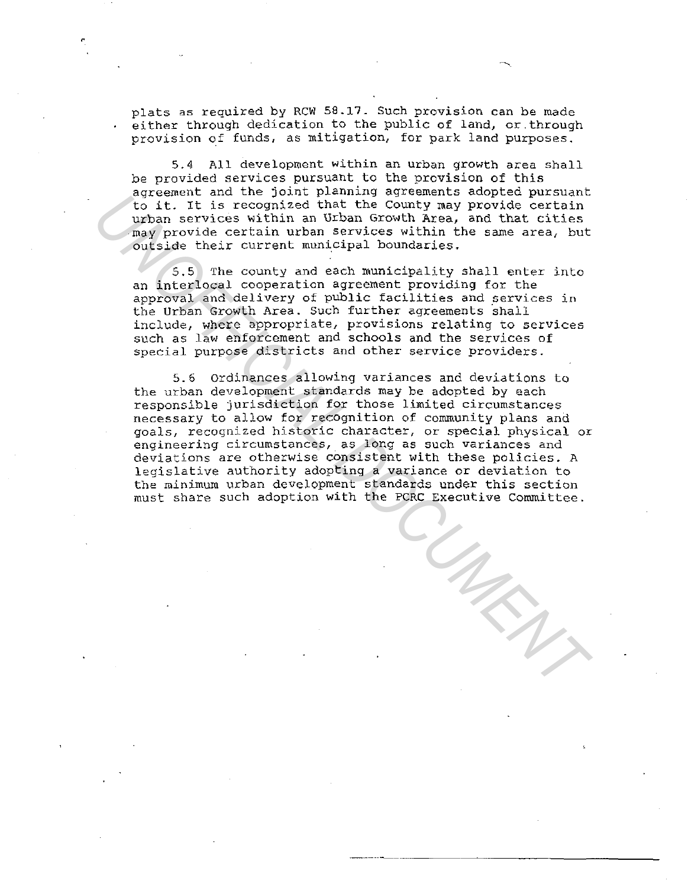plats as required by RCW 58.17. Such provision can be made either through dedication to the public of land, or through provision of funds, as mitigation, for park land purposes.

5.4 All development within an urban growth area shall be provided services pursuant to the provision of this agreement and the joint planning agreements adopted pursuant to it. It is recognized that the County may provide certain urban services within an Urban Growth Area, and that cities may provide certain urban services within the same area, but outside their current municipal boundaries.

5.5 The county and each municipality shall enter into an interlocal cooperation agreement providing for the approval and delivery of public facilities and services in the Urban Growth Area. Such further agreements shall include, where appropriate, provisions relating to services such as law enforcement and schools and the services of special purpose districts and other service providers.

5.6 Ordinances allowing variances and deviations to the urban development standards may be adopted by each responsible jurisdiction for those limited circumstances necessary to allow for recognition of community plans and goals, recognized historic character, or special physical or engineering circumstances, as long as such variances and deviations are otherwise consistent with these policies. A legislative authority adopting a variance or deviation to the minimum urban development standards under this section must share such adoption with the PCRC Executive Committee.